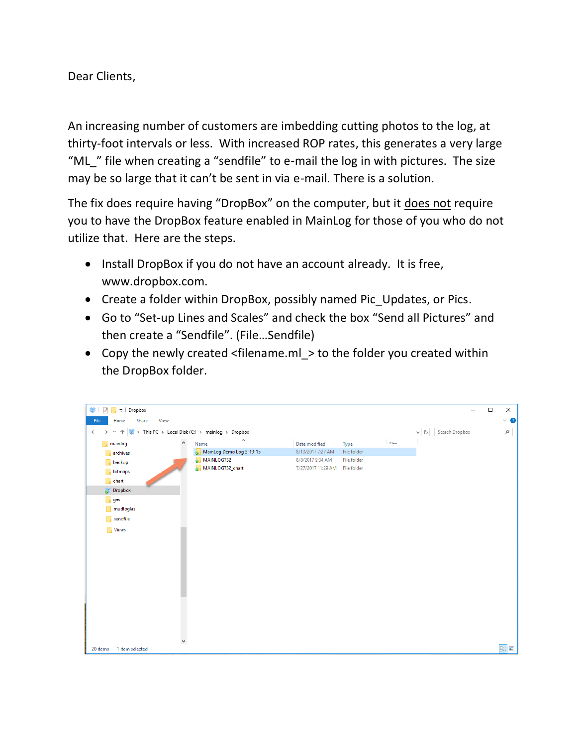Dear Clients,

An increasing number of customers are imbedding cutting photos to the log, at thirty-foot intervals or less. With increased ROP rates, this generates a very large "ML_" file when creating a "sendfile" to e-mail the log in with pictures. The size may be so large that it can't be sent in via e-mail. There is a solution.

The fix does require having "DropBox" on the computer, but it does not require you to have the DropBox feature enabled in MainLog for those of you who do not utilize that. Here are the steps.

- Install DropBox if you do not have an account already. It is free, www.dropbox.com.
- Create a folder within DropBox, possibly named Pic_Updates, or Pics.
- Go to "Set-up Lines and Scales" and check the box "Send all Pictures" and then create a "Sendfile". (File…Sendfile)
- Copy the newly created <filename.ml_> to the folder you created within the DropBox folder.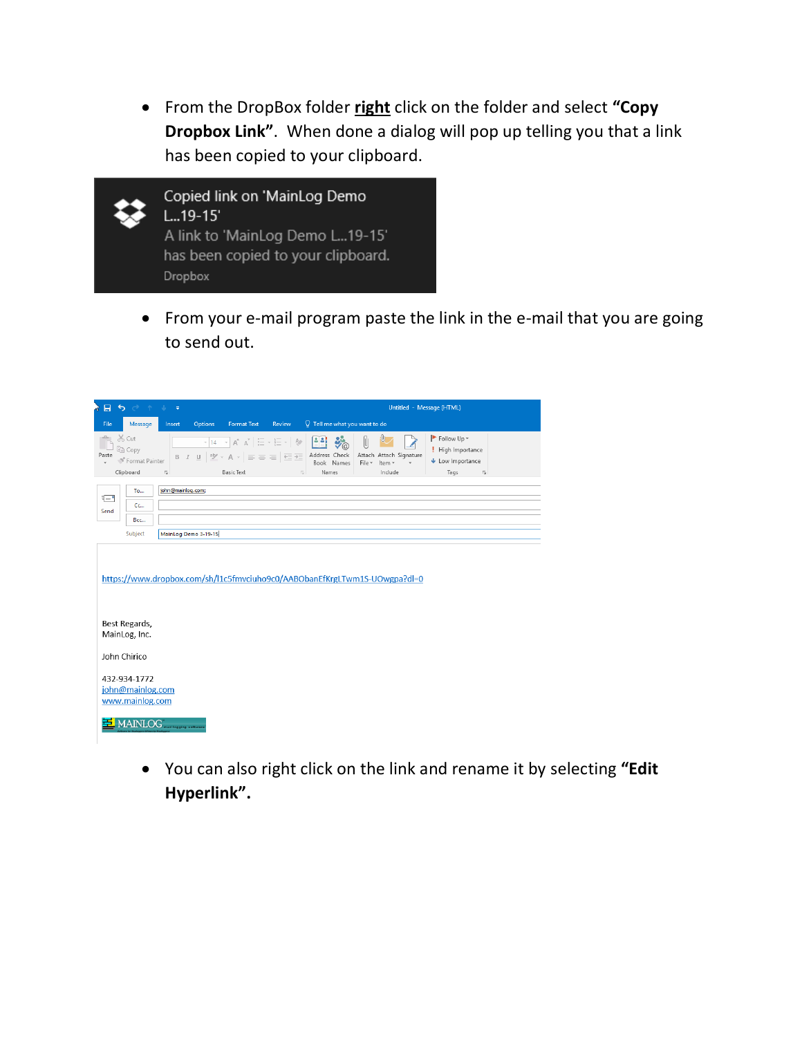- From the DropBox folder **right** click on the folder and select **"Copy Dropbox Link"**. When done a dialog will pop up telling you that a link has been copied to your clipboard.

- From your e-mail program paste the link in the e-mail that you are going to send out.

- You can also right click on the link and rename it by selecting **"Edit Hyperlink".**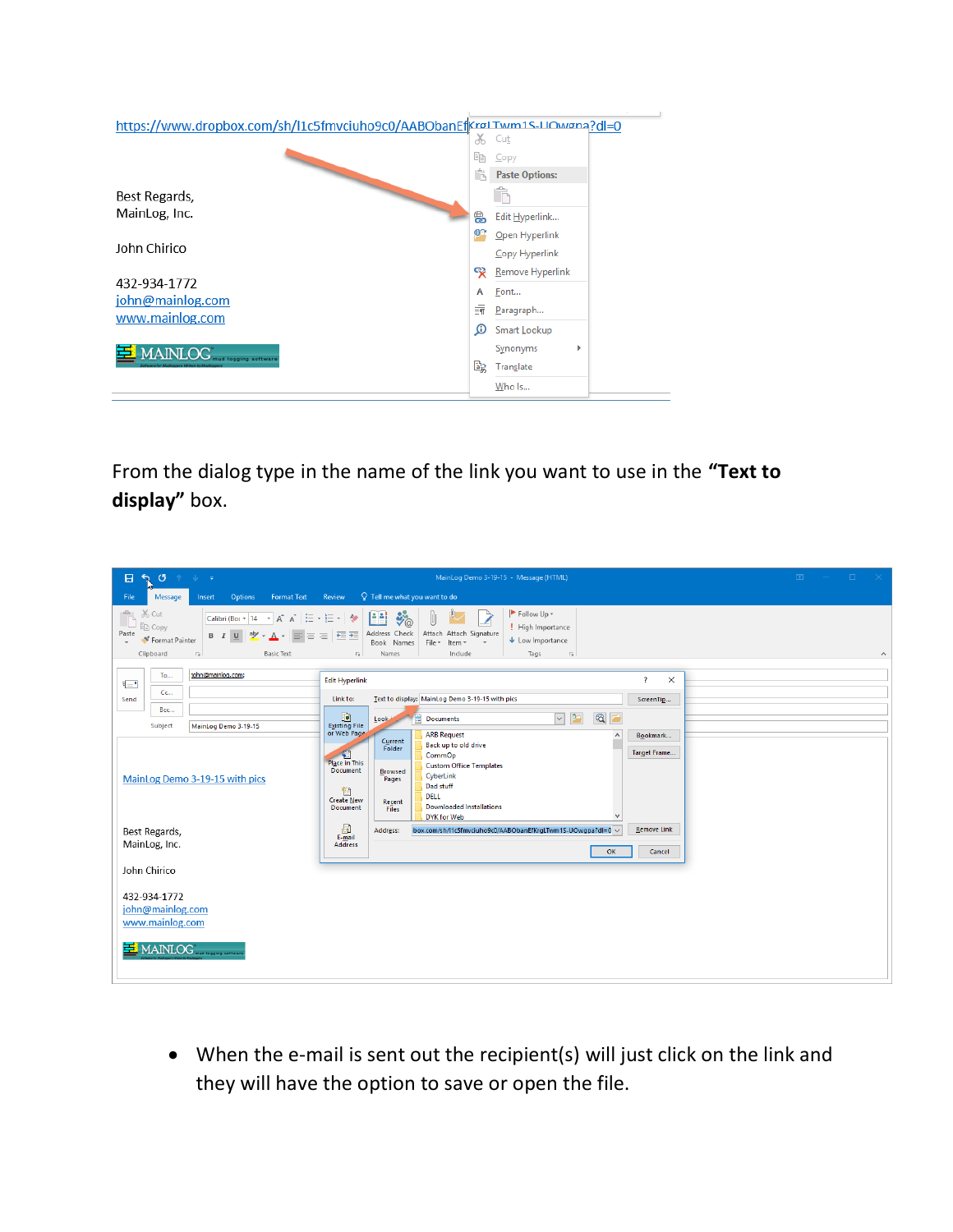From the dialog type in the name of the link you want to use in the **"Text to display"** box.

- When the e-mail is sent out the recipient(s) will just click on the link and they will have the option to save or open the file.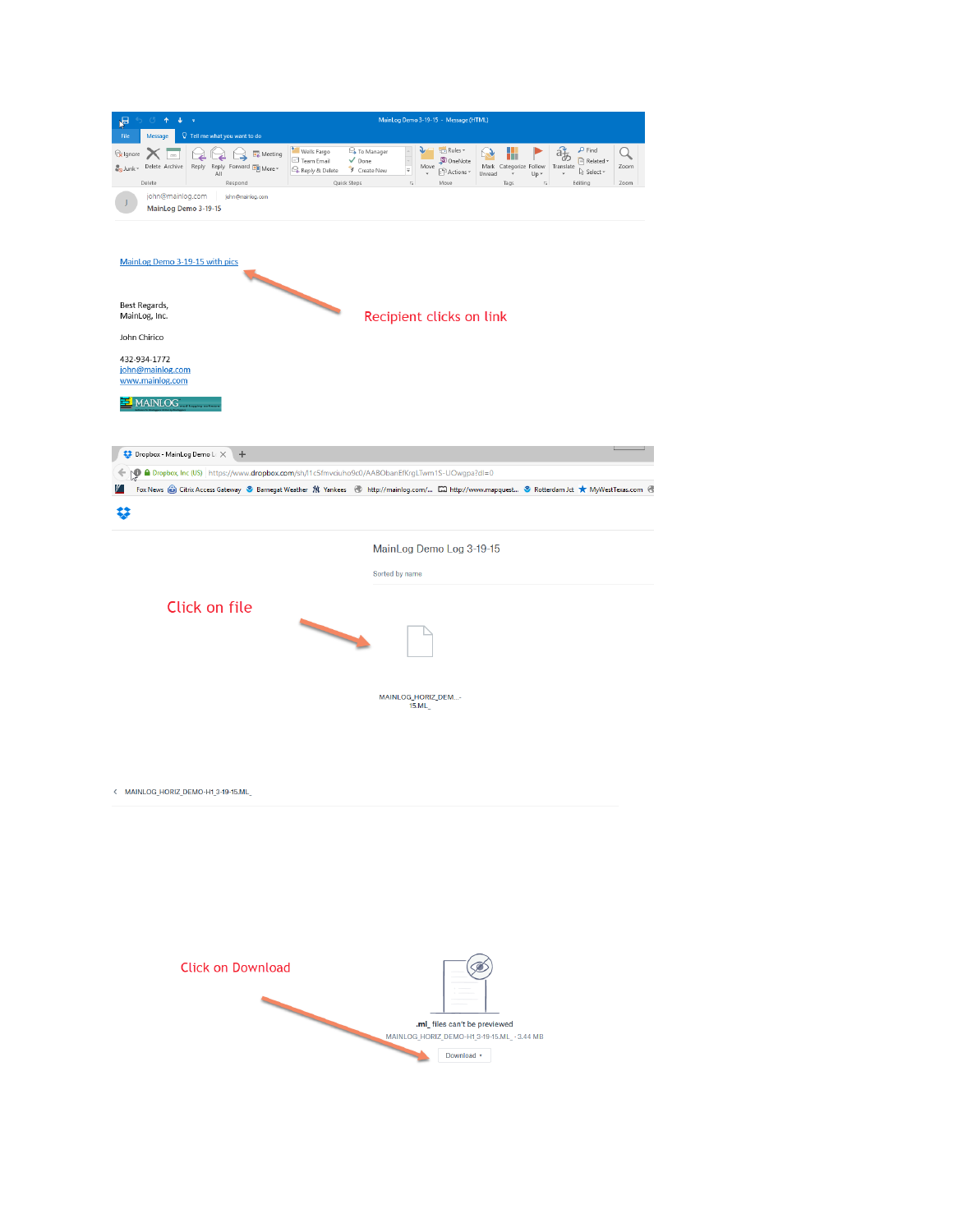MainLog Demo 3-19-15 - Message (HTML)

john@mainlog.com

MainLog Demo 3-19-15

MainLog Demo 3-19-15 with pics

Recipient clicks on link

Best Regards,
MainLog, Inc.

John Chirico

432-934-1772
john@mainlog.com
www.mainlog.com

MAINLOG

Dropbox - MainLog Demo L

https://www.dropbox.com/sh/i1c5fmvciuho9c0/AABObanEfKrgLTwm1S-UOwgpa?dl=0

MainLog Demo Log 3-19-15

Sorted by name

Click on file

MAINLOG_HORIZ_DEM...-15.ML_

MAINLOG_HORIZ_DEMO-H1_3-19-15.ML_

Click on Download

.ml_ files can't be previewed

MAINLOG_HORIZ_DEMO-H1_3-19-15.ML_ - 3.44 MB

Download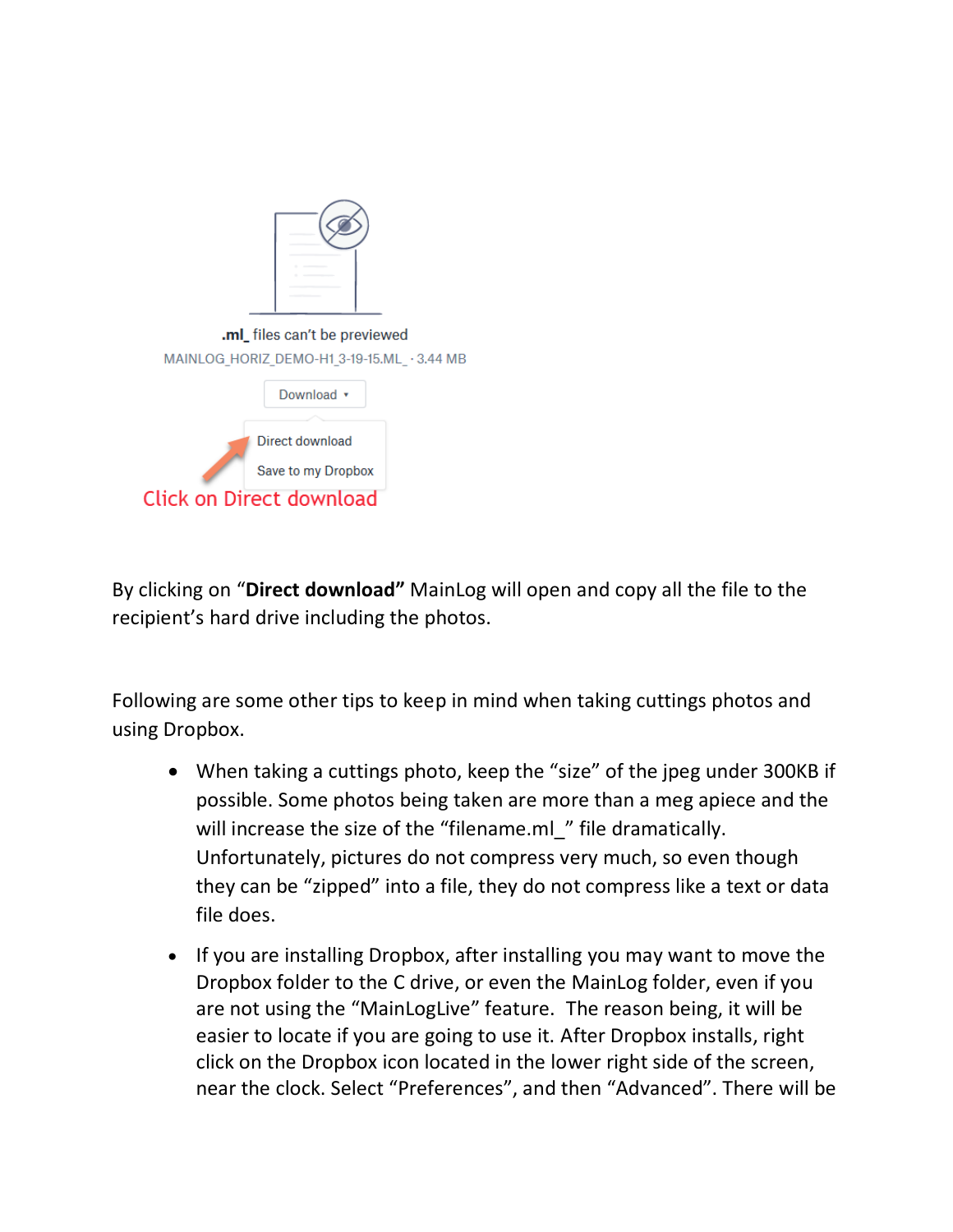.ml_ files can't be previewed

MAINLOG_HORIZ_DEMO-H1_3-19-15.ML_ · 3.44 MB

Download ▾

Direct download

Save to my Dropbox

Click on Direct download

By clicking on “**Direct download”** MainLog will open and copy all the file to the recipient’s hard drive including the photos.

Following are some other tips to keep in mind when taking cuttings photos and using Dropbox.

- When taking a cuttings photo, keep the “size” of the jpeg under 300KB if possible. Some photos being taken are more than a meg apiece and the will increase the size of the “filename.ml_” file dramatically. Unfortunately, pictures do not compress very much, so even though they can be “zipped” into a file, they do not compress like a text or data file does.
- If you are installing Dropbox, after installing you may want to move the Dropbox folder to the C drive, or even the MainLog folder, even if you are not using the “MainLogLive” feature.  The reason being, it will be easier to locate if you are going to use it. After Dropbox installs, right click on the Dropbox icon located in the lower right side of the screen, near the clock. Select “Preferences”, and then “Advanced”. There will be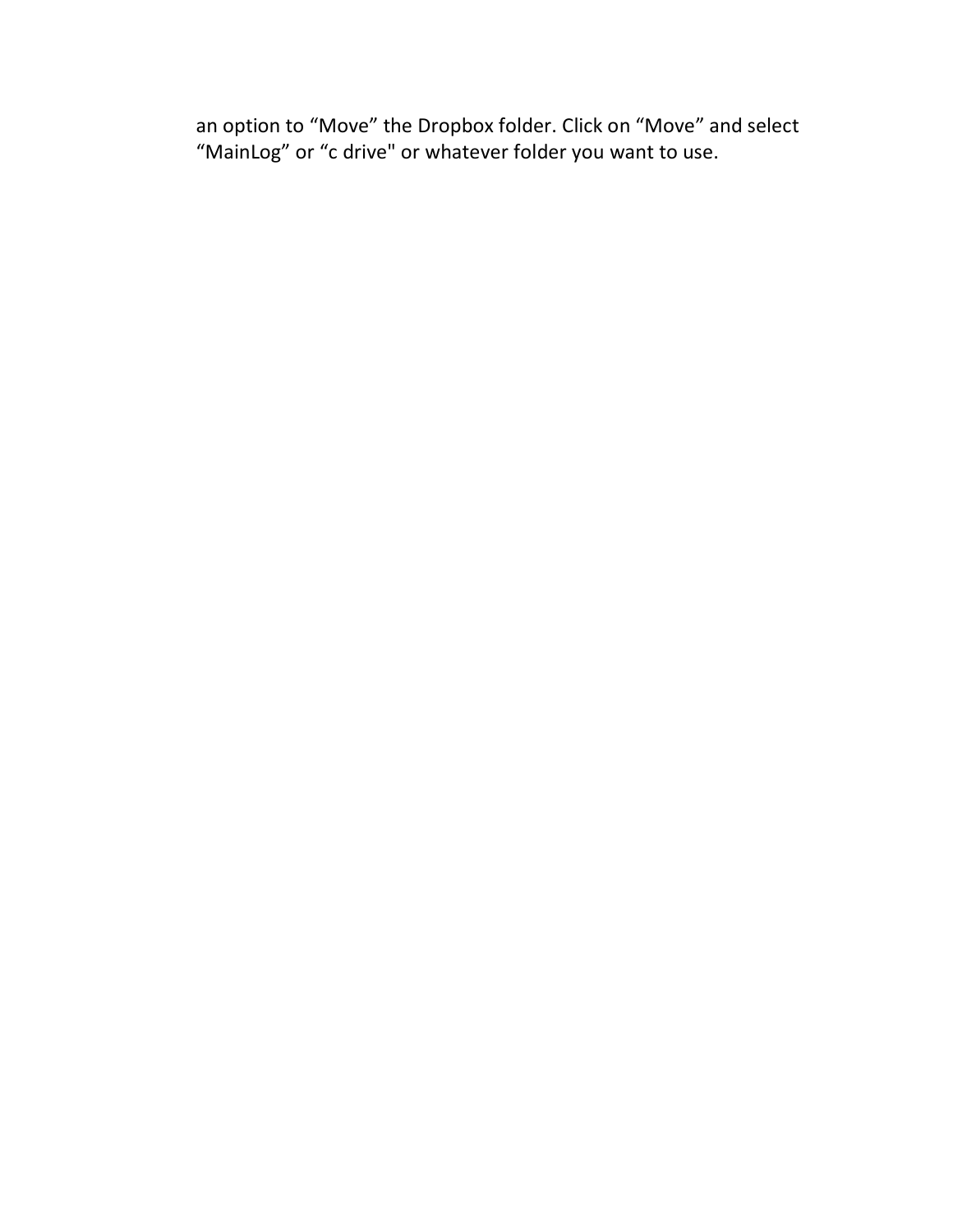an option to “Move” the Dropbox folder. Click on “Move” and select “MainLog” or “c drive" or whatever folder you want to use.